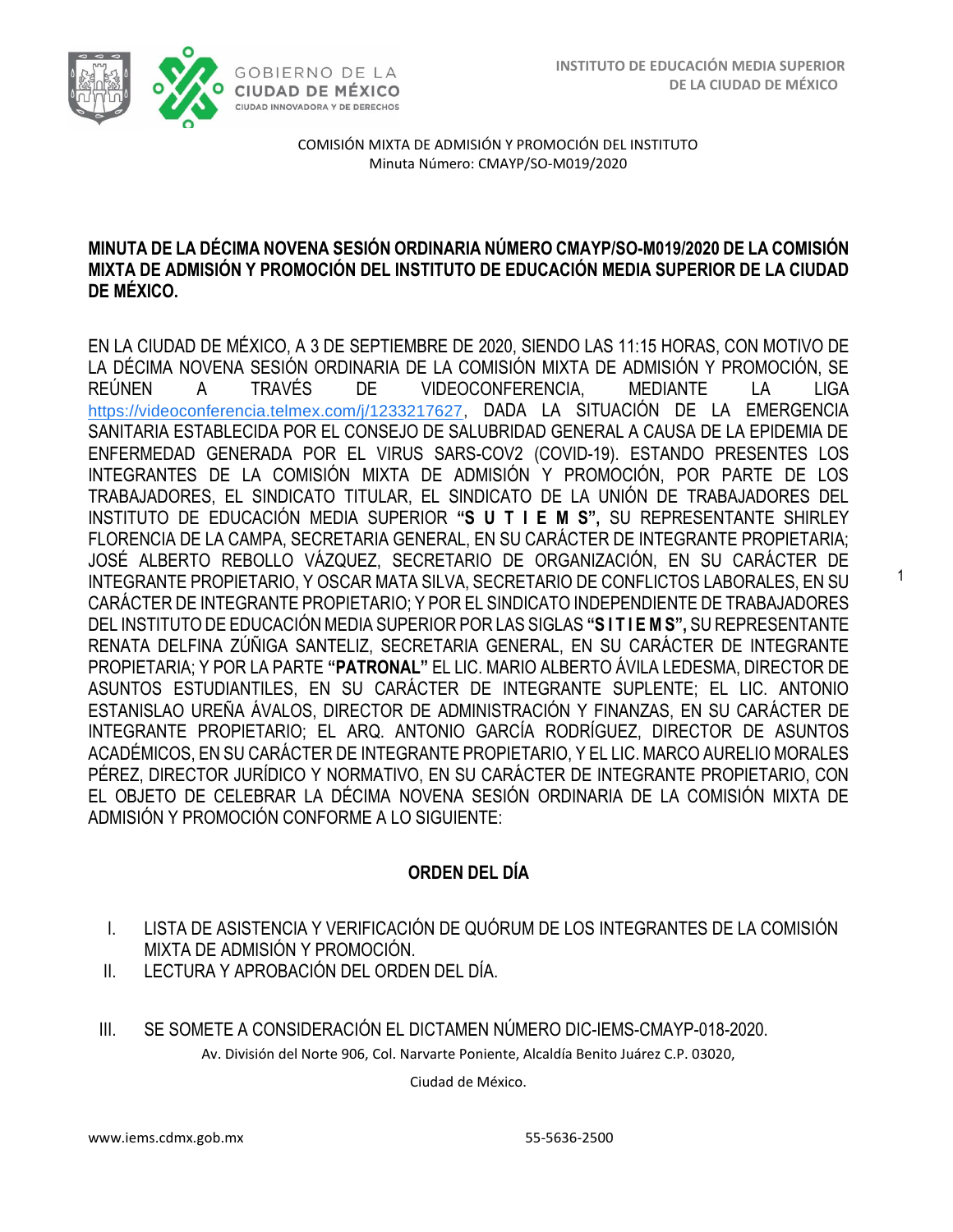COMISIÓN MIXTA DE ADMISIÓN Y PROMOCIÓN DEL INSTITUTO
Minuta Número: CMAYP/SO-M019/2020

**MINUTA DE LA DÉCIMA NOVENA SESIÓN ORDINARIA NÚMERO CMAYP/SO-M019/2020 DE LA COMISIÓN MIXTA DE ADMISIÓN Y PROMOCIÓN DEL INSTITUTO DE EDUCACIÓN MEDIA SUPERIOR DE LA CIUDAD DE MÉXICO.**

EN LA CIUDAD DE MÉXICO, A 3 DE SEPTIEMBRE DE 2020, SIENDO LAS 11:15 HORAS, CON MOTIVO DE LA DÉCIMA NOVENA SESIÓN ORDINARIA DE LA COMISIÓN MIXTA DE ADMISIÓN Y PROMOCIÓN, SE REÚNEN A TRAVÉS DE VIDEOCONFERENCIA, MEDIANTE LA LIGA https://videoconferencia.telmex.com/j/1233217627, DADA LA SITUACIÓN DE LA EMERGENCIA SANITARIA ESTABLECIDA POR EL CONSEJO DE SALUBRIDAD GENERAL A CAUSA DE LA EPIDEMIA DE ENFERMEDAD GENERADA POR EL VIRUS SARS-COV2 (COVID-19). ESTANDO PRESENTES LOS INTEGRANTES DE LA COMISIÓN MIXTA DE ADMISIÓN Y PROMOCIÓN, POR PARTE DE LOS TRABAJADORES, EL SINDICATO TITULAR, EL SINDICATO DE LA UNIÓN DE TRABAJADORES DEL INSTITUTO DE EDUCACIÓN MEDIA SUPERIOR **"S U T I E M S",** SU REPRESENTANTE SHIRLEY FLORENCIA DE LA CAMPA, SECRETARIA GENERAL, EN SU CARÁCTER DE INTEGRANTE PROPIETARIA; JOSÉ ALBERTO REBOLLO VÁZQUEZ, SECRETARIO DE ORGANIZACIÓN, EN SU CARÁCTER DE INTEGRANTE PROPIETARIO, Y OSCAR MATA SILVA, SECRETARIO DE CONFLICTOS LABORALES, EN SU CARÁCTER DE INTEGRANTE PROPIETARIO; Y POR EL SINDICATO INDEPENDIENTE DE TRABAJADORES DEL INSTITUTO DE EDUCACIÓN MEDIA SUPERIOR POR LAS SIGLAS **"S I T I E M S",** SU REPRESENTANTE RENATA DELFINA ZÚÑIGA SANTELIZ, SECRETARIA GENERAL, EN SU CARÁCTER DE INTEGRANTE PROPIETARIA; Y POR LA PARTE **"PATRONAL"** EL LIC. MARIO ALBERTO ÁVILA LEDESMA, DIRECTOR DE ASUNTOS ESTUDIANTILES, EN SU CARÁCTER DE INTEGRANTE SUPLENTE; EL LIC. ANTONIO ESTANISLAO UREÑA ÁVALOS, DIRECTOR DE ADMINISTRACIÓN Y FINANZAS, EN SU CARÁCTER DE INTEGRANTE PROPIETARIO; EL ARQ. ANTONIO GARCÍA RODRÍGUEZ, DIRECTOR DE ASUNTOS ACADÉMICOS, EN SU CARÁCTER DE INTEGRANTE PROPIETARIO, Y EL LIC. MARCO AURELIO MORALES PÉREZ, DIRECTOR JURÍDICO Y NORMATIVO, EN SU CARÁCTER DE INTEGRANTE PROPIETARIO, CON EL OBJETO DE CELEBRAR LA DÉCIMA NOVENA SESIÓN ORDINARIA DE LA COMISIÓN MIXTA DE ADMISIÓN Y PROMOCIÓN CONFORME A LO SIGUIENTE:

## ORDEN DEL DÍA

I. LISTA DE ASISTENCIA Y VERIFICACIÓN DE QUÓRUM DE LOS INTEGRANTES DE LA COMISIÓN MIXTA DE ADMISIÓN Y PROMOCIÓN.
II. LECTURA Y APROBACIÓN DEL ORDEN DEL DÍA.
III. SE SOMETE A CONSIDERACIÓN EL DICTAMEN NÚMERO DIC-IEMS-CMAYP-018-2020.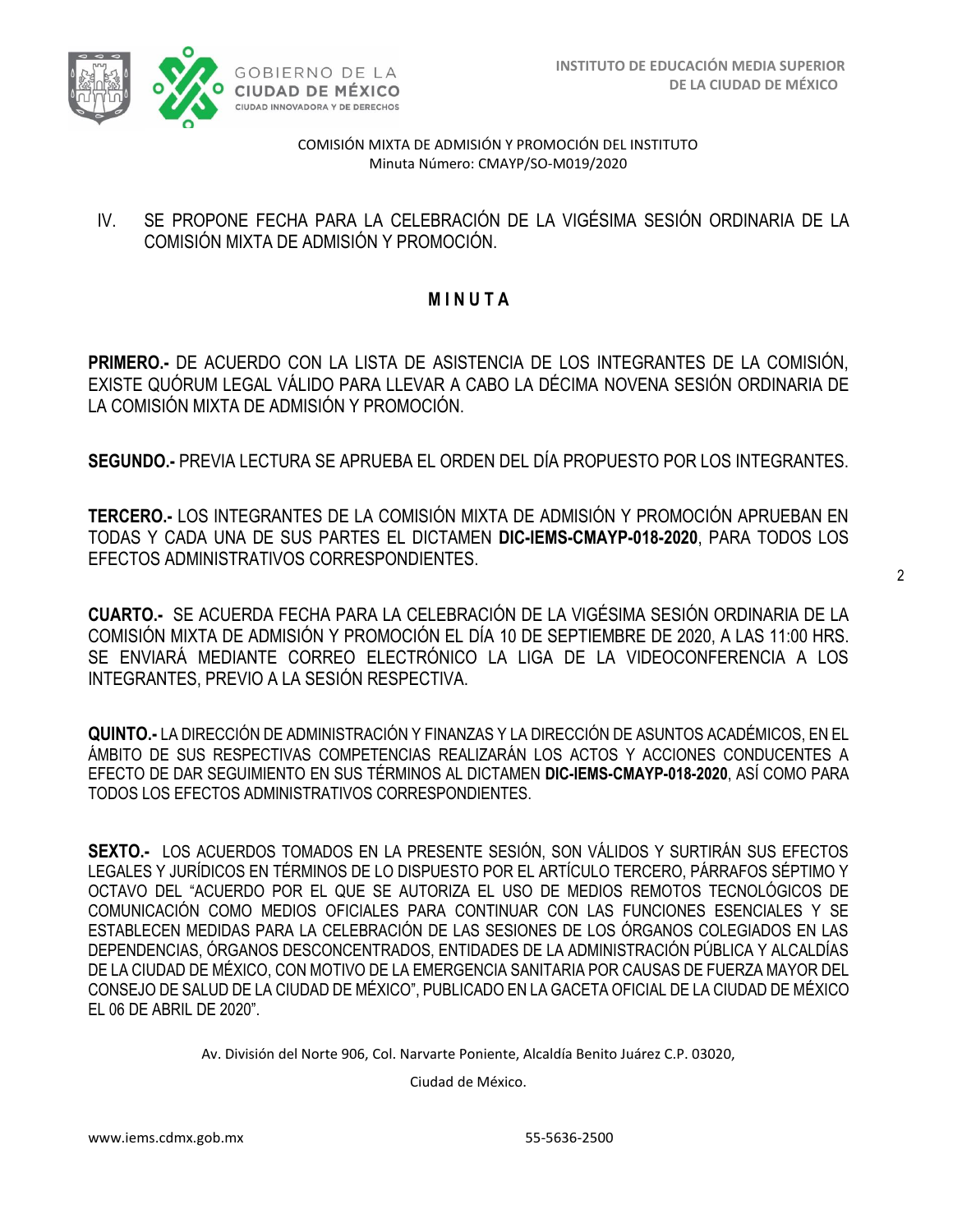COMISIÓN MIXTA DE ADMISIÓN Y PROMOCIÓN DEL INSTITUTO
Minuta Número: CMAYP/SO-M019/2020

IV. SE PROPONE FECHA PARA LA CELEBRACIÓN DE LA VIGÉSIMA SESIÓN ORDINARIA DE LA COMISIÓN MIXTA DE ADMISIÓN Y PROMOCIÓN.

## M I N U T A

**PRIMERO.-** DE ACUERDO CON LA LISTA DE ASISTENCIA DE LOS INTEGRANTES DE LA COMISIÓN, EXISTE QUÓRUM LEGAL VÁLIDO PARA LLEVAR A CABO LA DÉCIMA NOVENA SESIÓN ORDINARIA DE LA COMISIÓN MIXTA DE ADMISIÓN Y PROMOCIÓN.

**SEGUNDO.-** PREVIA LECTURA SE APRUEBA EL ORDEN DEL DÍA PROPUESTO POR LOS INTEGRANTES.

**TERCERO.-** LOS INTEGRANTES DE LA COMISIÓN MIXTA DE ADMISIÓN Y PROMOCIÓN APRUEBAN EN TODAS Y CADA UNA DE SUS PARTES EL DICTAMEN **DIC-IEMS-CMAYP-018-2020**, PARA TODOS LOS EFECTOS ADMINISTRATIVOS CORRESPONDIENTES.

**CUARTO.-** SE ACUERDA FECHA PARA LA CELEBRACIÓN DE LA VIGÉSIMA SESIÓN ORDINARIA DE LA COMISIÓN MIXTA DE ADMISIÓN Y PROMOCIÓN EL DÍA 10 DE SEPTIEMBRE DE 2020, A LAS 11:00 HRS. SE ENVIARÁ MEDIANTE CORREO ELECTRÓNICO LA LIGA DE LA VIDEOCONFERENCIA A LOS INTEGRANTES, PREVIO A LA SESIÓN RESPECTIVA.

**QUINTO.-** LA DIRECCIÓN DE ADMINISTRACIÓN Y FINANZAS Y LA DIRECCIÓN DE ASUNTOS ACADÉMICOS, EN EL ÁMBITO DE SUS RESPECTIVAS COMPETENCIAS REALIZARÁN LOS ACTOS Y ACCIONES CONDUCENTES A EFECTO DE DAR SEGUIMIENTO EN SUS TÉRMINOS AL DICTAMEN **DIC-IEMS-CMAYP-018-2020**, ASÍ COMO PARA TODOS LOS EFECTOS ADMINISTRATIVOS CORRESPONDIENTES.

**SEXTO.-** LOS ACUERDOS TOMADOS EN LA PRESENTE SESIÓN, SON VÁLIDOS Y SURTIRÁN SUS EFECTOS LEGALES Y JURÍDICOS EN TÉRMINOS DE LO DISPUESTO POR EL ARTÍCULO TERCERO, PÁRRAFOS SÉPTIMO Y OCTAVO DEL "ACUERDO POR EL QUE SE AUTORIZA EL USO DE MEDIOS REMOTOS TECNOLÓGICOS DE COMUNICACIÓN COMO MEDIOS OFICIALES PARA CONTINUAR CON LAS FUNCIONES ESENCIALES Y SE ESTABLECEN MEDIDAS PARA LA CELEBRACIÓN DE LAS SESIONES DE LOS ÓRGANOS COLEGIADOS EN LAS DEPENDENCIAS, ÓRGANOS DESCONCENTRADOS, ENTIDADES DE LA ADMINISTRACIÓN PÚBLICA Y ALCALDÍAS DE LA CIUDAD DE MÉXICO, CON MOTIVO DE LA EMERGENCIA SANITARIA POR CAUSAS DE FUERZA MAYOR DEL CONSEJO DE SALUD DE LA CIUDAD DE MÉXICO", PUBLICADO EN LA GACETA OFICIAL DE LA CIUDAD DE MÉXICO EL 06 DE ABRIL DE 2020".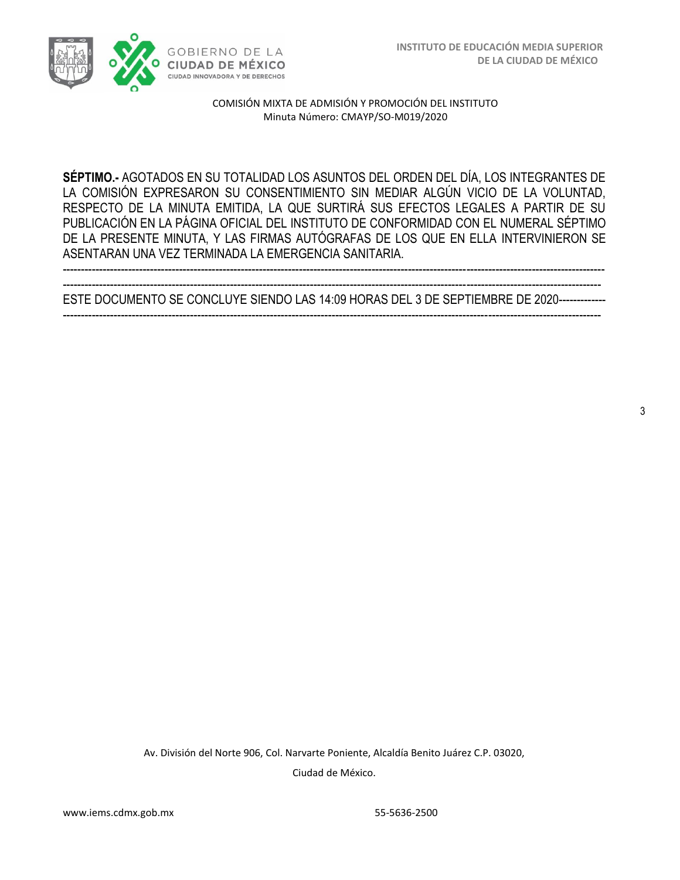**SÉPTIMO.-** AGOTADOS EN SU TOTALIDAD LOS ASUNTOS DEL ORDEN DEL DÍA, LOS INTEGRANTES DE LA COMISIÓN EXPRESARON SU CONSENTIMIENTO SIN MEDIAR ALGÚN VICIO DE LA VOLUNTAD, RESPECTO DE LA MINUTA EMITIDA, LA QUE SURTIRÁ SUS EFECTOS LEGALES A PARTIR DE SU PUBLICACIÓN EN LA PÁGINA OFICIAL DEL INSTITUTO DE CONFORMIDAD CON EL NUMERAL SÉPTIMO DE LA PRESENTE MINUTA, Y LAS FIRMAS AUTÓGRAFAS DE LOS QUE EN ELLA INTERVINIERON SE ASENTARAN UNA VEZ TERMINADA LA EMERGENCIA SANITARIA.

---------------------------------------------------------------------------------------------------------------------------------------------

---------------------------------------------------------------------------------------------------------------------------------------------

ESTE DOCUMENTO SE CONCLUYE SIENDO LAS 14:09 HORAS DEL 3 DE SEPTIEMBRE DE 2020------------

---------------------------------------------------------------------------------------------------------------------------------------------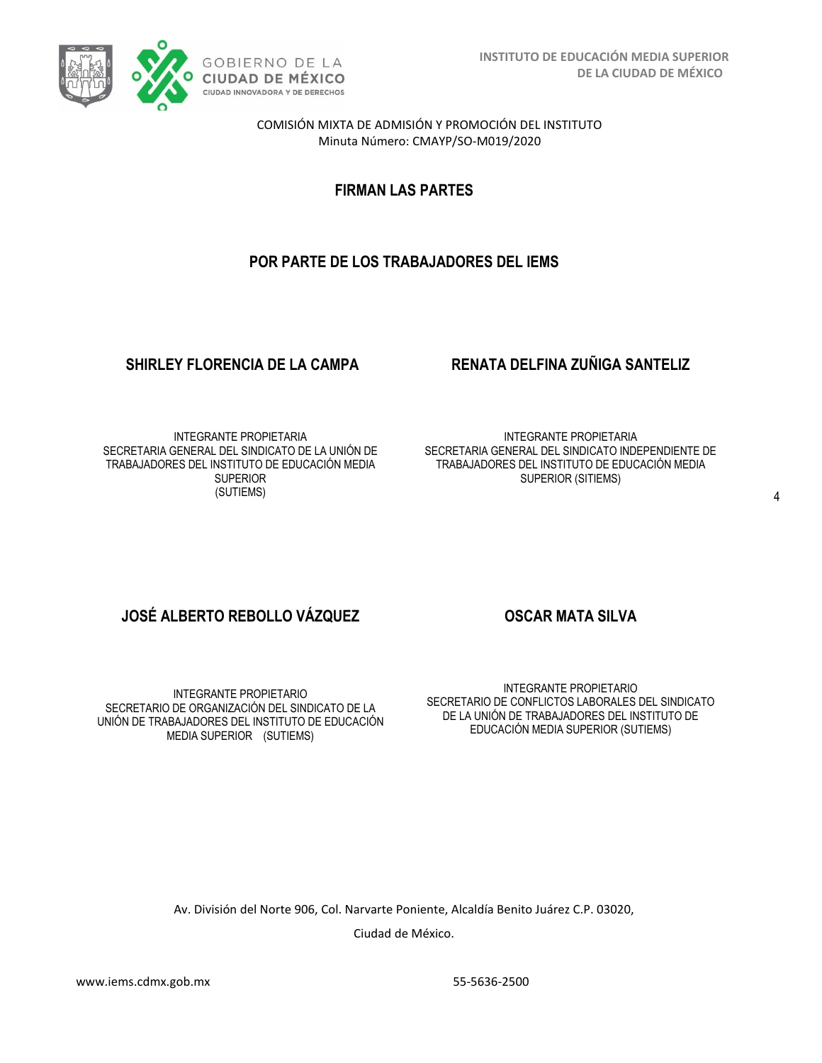COMISIÓN MIXTA DE ADMISIÓN Y PROMOCIÓN DEL INSTITUTO
Minuta Número: CMAYP/SO-M019/2020

## FIRMAN LAS PARTES

## POR PARTE DE LOS TRABAJADORES DEL IEMS

**SHIRLEY FLORENCIA DE LA CAMPA**

INTEGRANTE PROPIETARIA
SECRETARIA GENERAL DEL SINDICATO DE LA UNIÓN DE TRABAJADORES DEL INSTITUTO DE EDUCACIÓN MEDIA SUPERIOR
(SUTIEMS)

**RENATA DELFINA ZUÑIGA SANTELIZ**

INTEGRANTE PROPIETARIA
SECRETARIA GENERAL DEL SINDICATO INDEPENDIENTE DE TRABAJADORES DEL INSTITUTO DE EDUCACIÓN MEDIA SUPERIOR (SITIEMS)

**JOSÉ ALBERTO REBOLLO VÁZQUEZ**

INTEGRANTE PROPIETARIO
SECRETARIO DE ORGANIZACIÓN DEL SINDICATO DE LA UNIÓN DE TRABAJADORES DEL INSTITUTO DE EDUCACIÓN MEDIA SUPERIOR (SUTIEMS)

**OSCAR MATA SILVA**

INTEGRANTE PROPIETARIO
SECRETARIO DE CONFLICTOS LABORALES DEL SINDICATO DE LA UNIÓN DE TRABAJADORES DEL INSTITUTO DE EDUCACIÓN MEDIA SUPERIOR (SUTIEMS)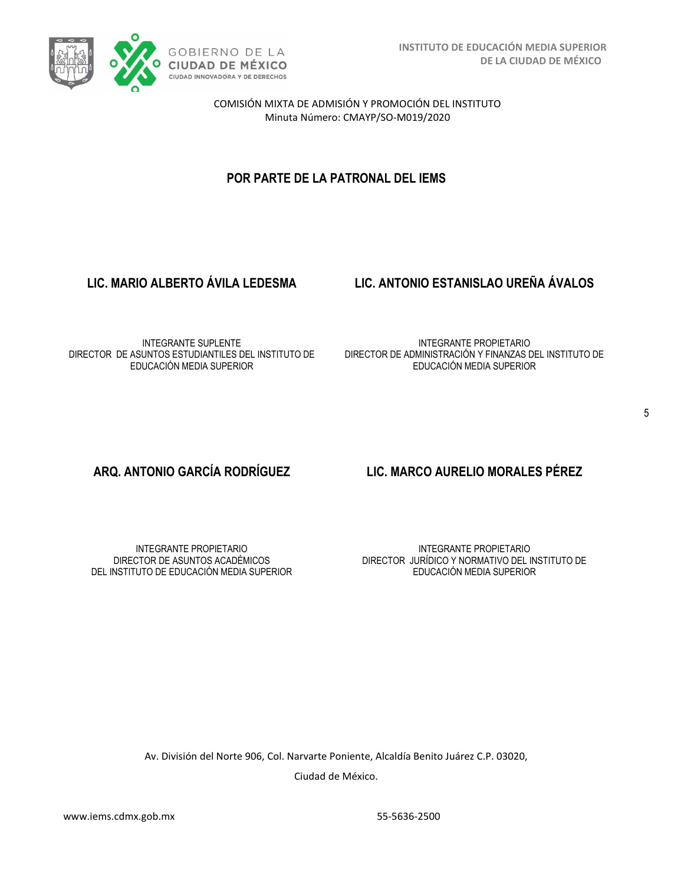COMISIÓN MIXTA DE ADMISIÓN Y PROMOCIÓN DEL INSTITUTO
Minuta Número: CMAYP/SO-M019/2020

## POR PARTE DE LA PATRONAL DEL IEMS

**LIC. MARIO ALBERTO ÁVILA LEDESMA**

INTEGRANTE SUPLENTE
DIRECTOR DE ASUNTOS ESTUDIANTILES DEL INSTITUTO DE EDUCACIÓN MEDIA SUPERIOR

**LIC. ANTONIO ESTANISLAO UREÑA ÁVALOS**

INTEGRANTE PROPIETARIO
DIRECTOR DE ADMINISTRACIÓN Y FINANZAS DEL INSTITUTO DE EDUCACIÓN MEDIA SUPERIOR

**ARQ. ANTONIO GARCÍA RODRÍGUEZ**

INTEGRANTE PROPIETARIO
DIRECTOR DE ASUNTOS ACADÉMICOS
DEL INSTITUTO DE EDUCACIÓN MEDIA SUPERIOR

**LIC. MARCO AURELIO MORALES PÉREZ**

INTEGRANTE PROPIETARIO
DIRECTOR JURÍDICO Y NORMATIVO DEL INSTITUTO DE EDUCACIÓN MEDIA SUPERIOR